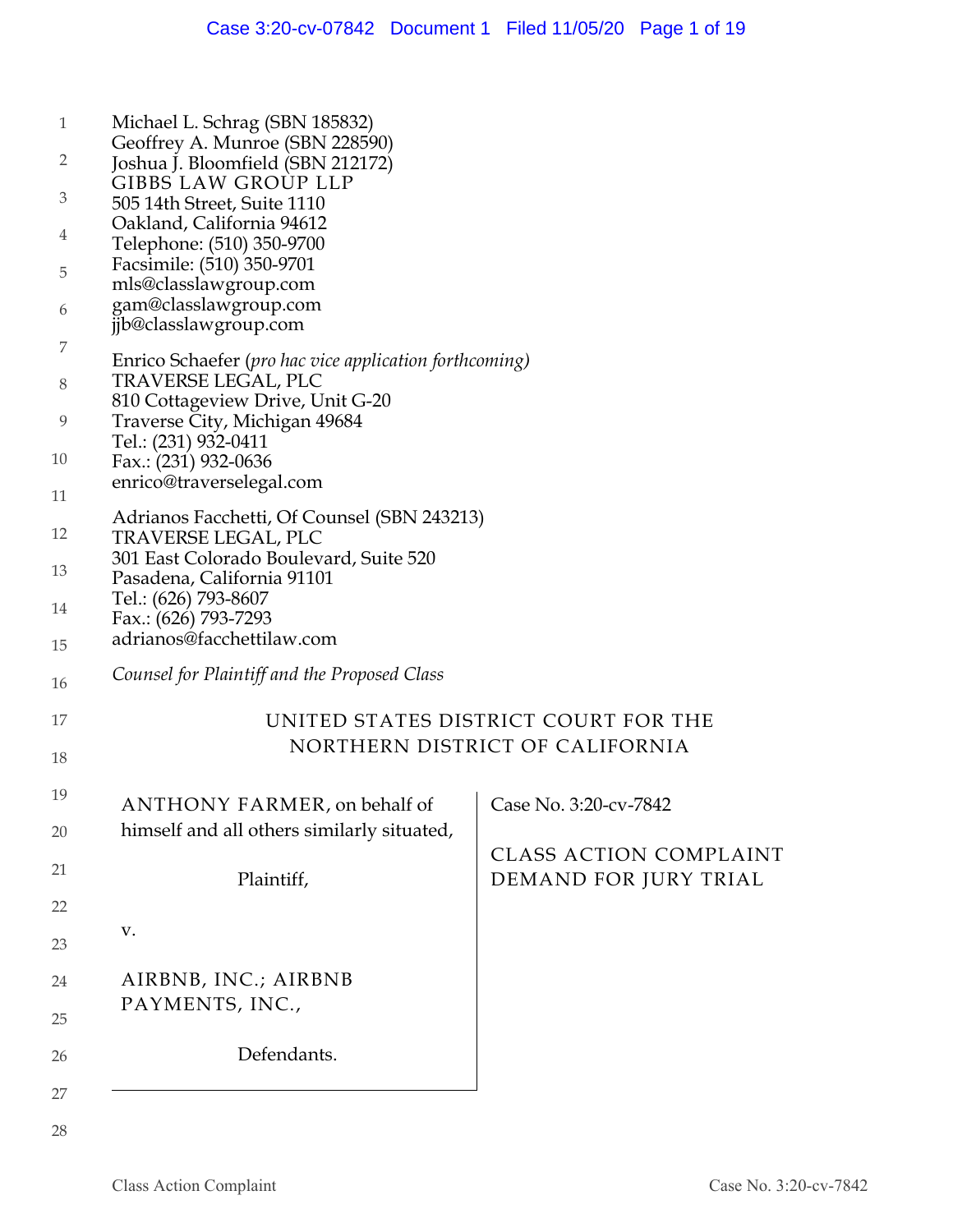Michael L. Schrag (SBN 185832)
Geoffrey A. Munroe (SBN 228590)
Joshua J. Bloomfield (SBN 212172)
GIBBS LAW GROUP LLP
505 14th Street, Suite 1110
Oakland, California 94612
Telephone: (510) 350-9700
Facsimile: (510) 350-9701
mls@classlawgroup.com
gam@classlawgroup.com
jjb@classlawgroup.com

Enrico Schaefer (*pro hac vice application forthcoming)*
TRAVERSE LEGAL, PLC
810 Cottageview Drive, Unit G-20
Traverse City, Michigan 49684
Tel.: (231) 932-0411
Fax.: (231) 932-0636
enrico@traverselegal.com

Adrianos Facchetti, Of Counsel (SBN 243213)
TRAVERSE LEGAL, PLC
301 East Colorado Boulevard, Suite 520
Pasadena, California 91101
Tel.: (626) 793-8607
Fax.: (626) 793-7293
adrianos@facchettilaw.com

*Counsel for Plaintiff and the Proposed Class*

UNITED STATES DISTRICT COURT FOR THE
NORTHERN DISTRICT OF CALIFORNIA

| | |
|---|---|
| ANTHONY FARMER, on behalf of himself and all others similarly situated,<br><br>Plaintiff,<br><br>v.<br><br>AIRBNB, INC.; AIRBNB PAYMENTS, INC.,<br><br>Defendants. | Case No. 3:20-cv-7842<br><br>CLASS ACTION COMPLAINT<br>DEMAND FOR JURY TRIAL |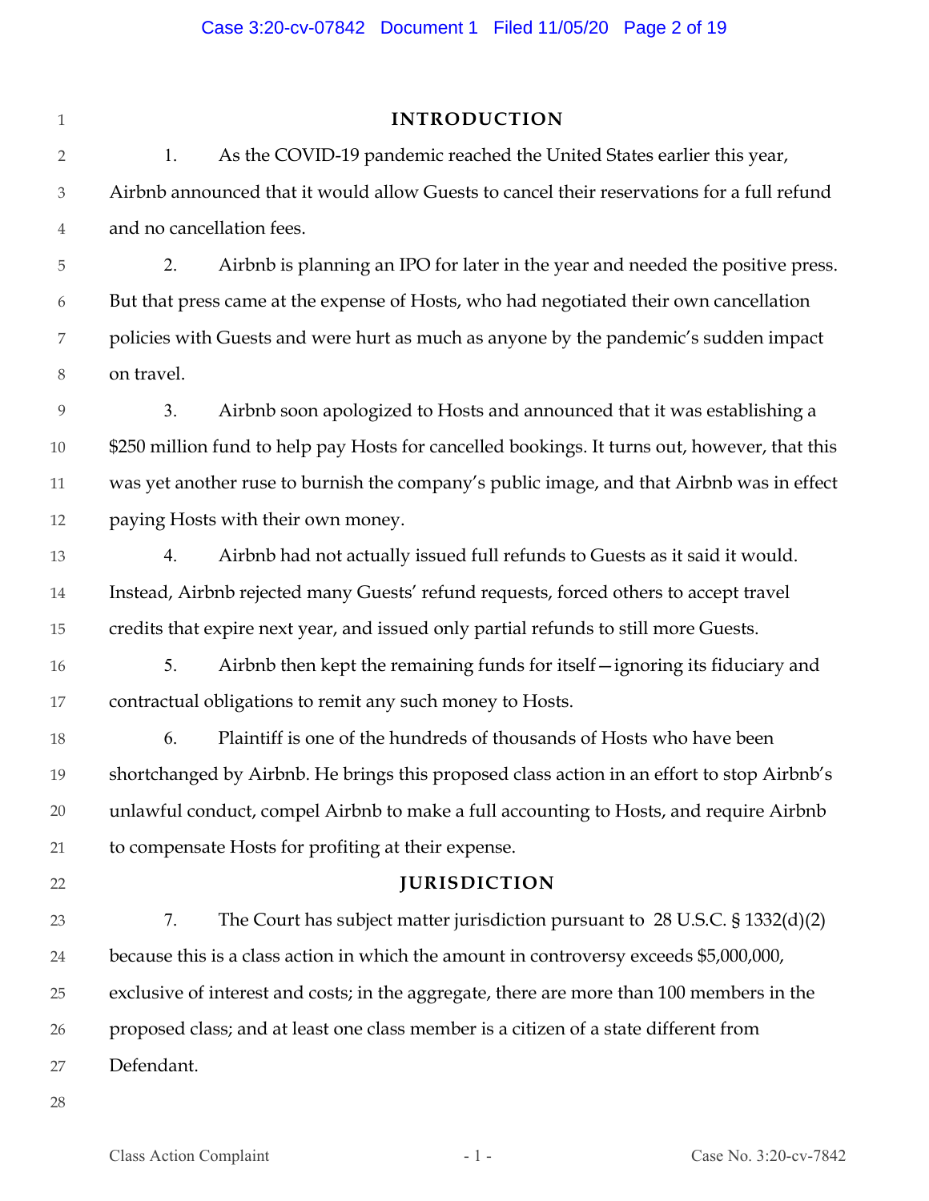## INTRODUCTION

1. As the COVID-19 pandemic reached the United States earlier this year, Airbnb announced that it would allow Guests to cancel their reservations for a full refund and no cancellation fees.

2. Airbnb is planning an IPO for later in the year and needed the positive press. But that press came at the expense of Hosts, who had negotiated their own cancellation policies with Guests and were hurt as much as anyone by the pandemic's sudden impact on travel.

3. Airbnb soon apologized to Hosts and announced that it was establishing a $250 million fund to help pay Hosts for cancelled bookings. It turns out, however, that this was yet another ruse to burnish the company's public image, and that Airbnb was in effect paying Hosts with their own money.

4. Airbnb had not actually issued full refunds to Guests as it said it would. Instead, Airbnb rejected many Guests' refund requests, forced others to accept travel credits that expire next year, and issued only partial refunds to still more Guests.

5. Airbnb then kept the remaining funds for itself—ignoring its fiduciary and contractual obligations to remit any such money to Hosts.

6. Plaintiff is one of the hundreds of thousands of Hosts who have been shortchanged by Airbnb. He brings this proposed class action in an effort to stop Airbnb's unlawful conduct, compel Airbnb to make a full accounting to Hosts, and require Airbnb to compensate Hosts for profiting at their expense.

## JURISDICTION

7. The Court has subject matter jurisdiction pursuant to 28 U.S.C. § 1332(d)(2) because this is a class action in which the amount in controversy exceeds $5,000,000, exclusive of interest and costs; in the aggregate, there are more than 100 members in the proposed class; and at least one class member is a citizen of a state different from Defendant.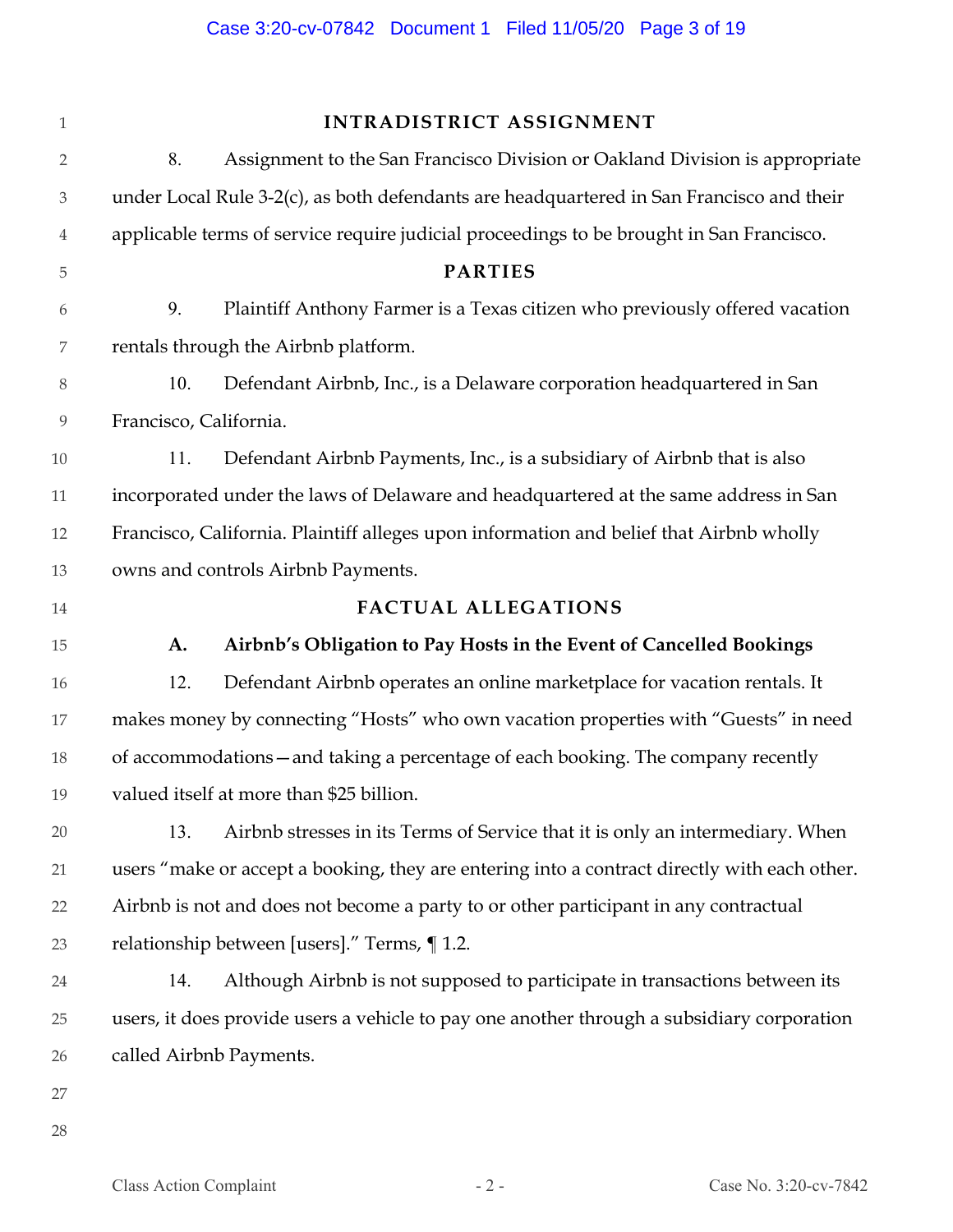## INTRADISTRICT ASSIGNMENT

8. Assignment to the San Francisco Division or Oakland Division is appropriate under Local Rule 3-2(c), as both defendants are headquartered in San Francisco and their applicable terms of service require judicial proceedings to be brought in San Francisco.

## PARTIES

9. Plaintiff Anthony Farmer is a Texas citizen who previously offered vacation rentals through the Airbnb platform.

10. Defendant Airbnb, Inc., is a Delaware corporation headquartered in San Francisco, California.

11. Defendant Airbnb Payments, Inc., is a subsidiary of Airbnb that is also incorporated under the laws of Delaware and headquartered at the same address in San Francisco, California. Plaintiff alleges upon information and belief that Airbnb wholly owns and controls Airbnb Payments.

## FACTUAL ALLEGATIONS

### A. Airbnb's Obligation to Pay Hosts in the Event of Cancelled Bookings

12. Defendant Airbnb operates an online marketplace for vacation rentals. It makes money by connecting "Hosts" who own vacation properties with "Guests" in need of accommodations—and taking a percentage of each booking. The company recently valued itself at more than $25 billion.

13. Airbnb stresses in its Terms of Service that it is only an intermediary. When users "make or accept a booking, they are entering into a contract directly with each other. Airbnb is not and does not become a party to or other participant in any contractual relationship between [users]." Terms, ¶ 1.2.

14. Although Airbnb is not supposed to participate in transactions between its users, it does provide users a vehicle to pay one another through a subsidiary corporation called Airbnb Payments.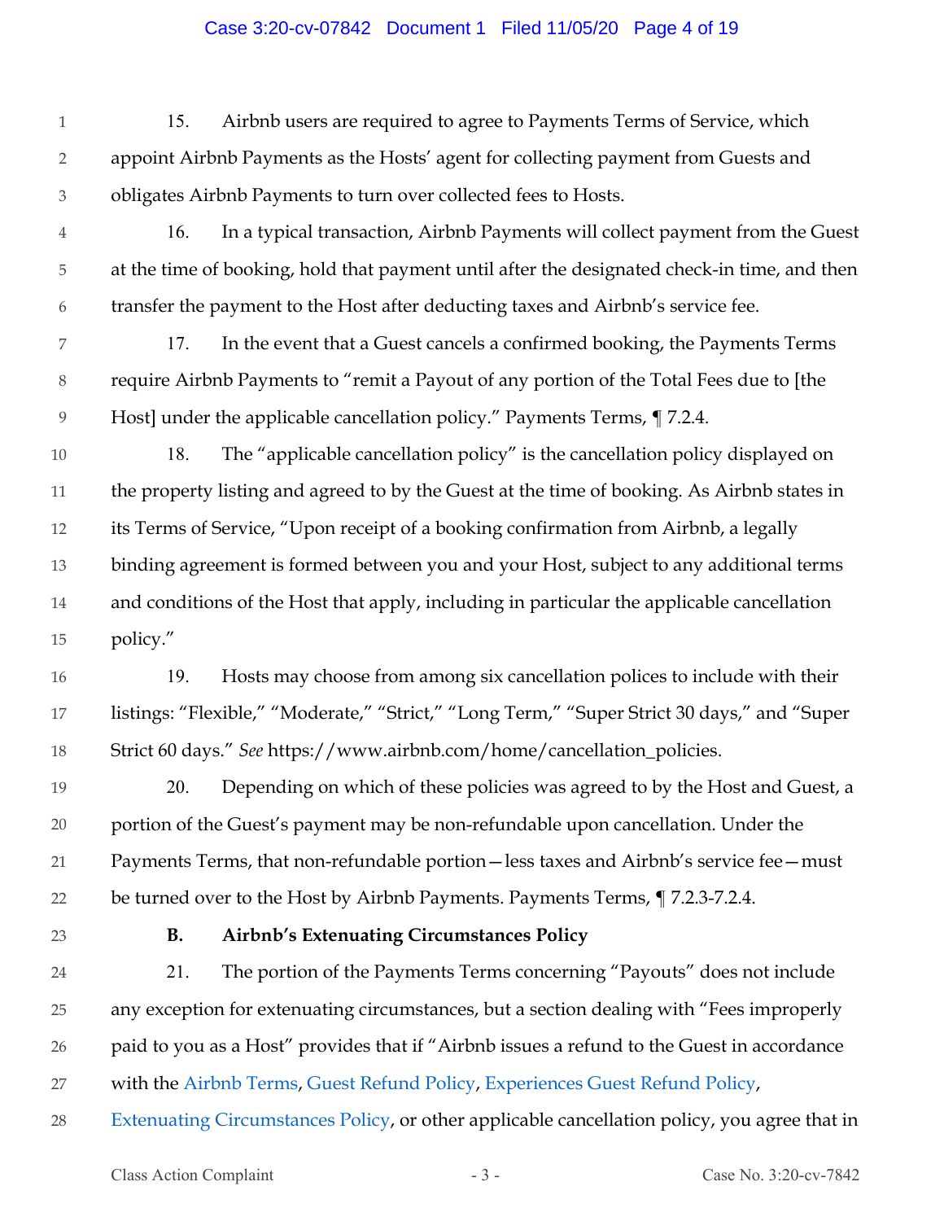15. Airbnb users are required to agree to Payments Terms of Service, which appoint Airbnb Payments as the Hosts' agent for collecting payment from Guests and obligates Airbnb Payments to turn over collected fees to Hosts.

16. In a typical transaction, Airbnb Payments will collect payment from the Guest at the time of booking, hold that payment until after the designated check-in time, and then transfer the payment to the Host after deducting taxes and Airbnb's service fee.

17. In the event that a Guest cancels a confirmed booking, the Payments Terms require Airbnb Payments to "remit a Payout of any portion of the Total Fees due to [the Host] under the applicable cancellation policy." Payments Terms, ¶ 7.2.4.

18. The "applicable cancellation policy" is the cancellation policy displayed on the property listing and agreed to by the Guest at the time of booking. As Airbnb states in its Terms of Service, "Upon receipt of a booking confirmation from Airbnb, a legally binding agreement is formed between you and your Host, subject to any additional terms and conditions of the Host that apply, including in particular the applicable cancellation policy."

19. Hosts may choose from among six cancellation polices to include with their listings: "Flexible," "Moderate," "Strict," "Long Term," "Super Strict 30 days," and "Super Strict 60 days." *See* https://www.airbnb.com/home/cancellation_policies.

20. Depending on which of these policies was agreed to by the Host and Guest, a portion of the Guest's payment may be non-refundable upon cancellation. Under the Payments Terms, that non-refundable portion—less taxes and Airbnb's service fee—must be turned over to the Host by Airbnb Payments. Payments Terms, ¶ 7.2.3-7.2.4.

**B. Airbnb's Extenuating Circumstances Policy**

21. The portion of the Payments Terms concerning "Payouts" does not include any exception for extenuating circumstances, but a section dealing with "Fees improperly paid to you as a Host" provides that if "Airbnb issues a refund to the Guest in accordance with the Airbnb Terms, Guest Refund Policy, Experiences Guest Refund Policy, Extenuating Circumstances Policy, or other applicable cancellation policy, you agree that in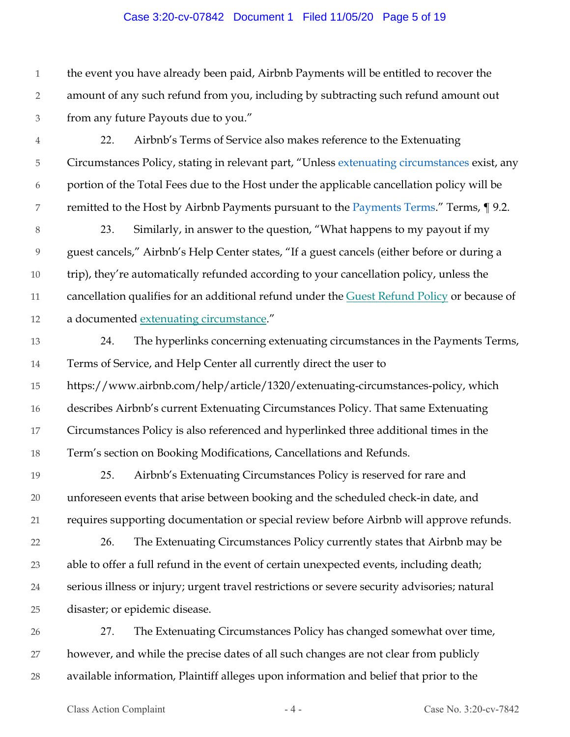the event you have already been paid, Airbnb Payments will be entitled to recover the amount of any such refund from you, including by subtracting such refund amount out from any future Payouts due to you."

22. Airbnb's Terms of Service also makes reference to the Extenuating Circumstances Policy, stating in relevant part, "Unless extenuating circumstances exist, any portion of the Total Fees due to the Host under the applicable cancellation policy will be remitted to the Host by Airbnb Payments pursuant to the Payments Terms." Terms, ¶ 9.2.

23. Similarly, in answer to the question, "What happens to my payout if my guest cancels," Airbnb's Help Center states, "If a guest cancels (either before or during a trip), they're automatically refunded according to your cancellation policy, unless the cancellation qualifies for an additional refund under the Guest Refund Policy or because of a documented extenuating circumstance."

24. The hyperlinks concerning extenuating circumstances in the Payments Terms, Terms of Service, and Help Center all currently direct the user to https://www.airbnb.com/help/article/1320/extenuating-circumstances-policy, which describes Airbnb's current Extenuating Circumstances Policy. That same Extenuating Circumstances Policy is also referenced and hyperlinked three additional times in the Term's section on Booking Modifications, Cancellations and Refunds.

25. Airbnb's Extenuating Circumstances Policy is reserved for rare and unforeseen events that arise between booking and the scheduled check-in date, and requires supporting documentation or special review before Airbnb will approve refunds.

26. The Extenuating Circumstances Policy currently states that Airbnb may be able to offer a full refund in the event of certain unexpected events, including death; serious illness or injury; urgent travel restrictions or severe security advisories; natural disaster; or epidemic disease.

27. The Extenuating Circumstances Policy has changed somewhat over time, however, and while the precise dates of all such changes are not clear from publicly available information, Plaintiff alleges upon information and belief that prior to the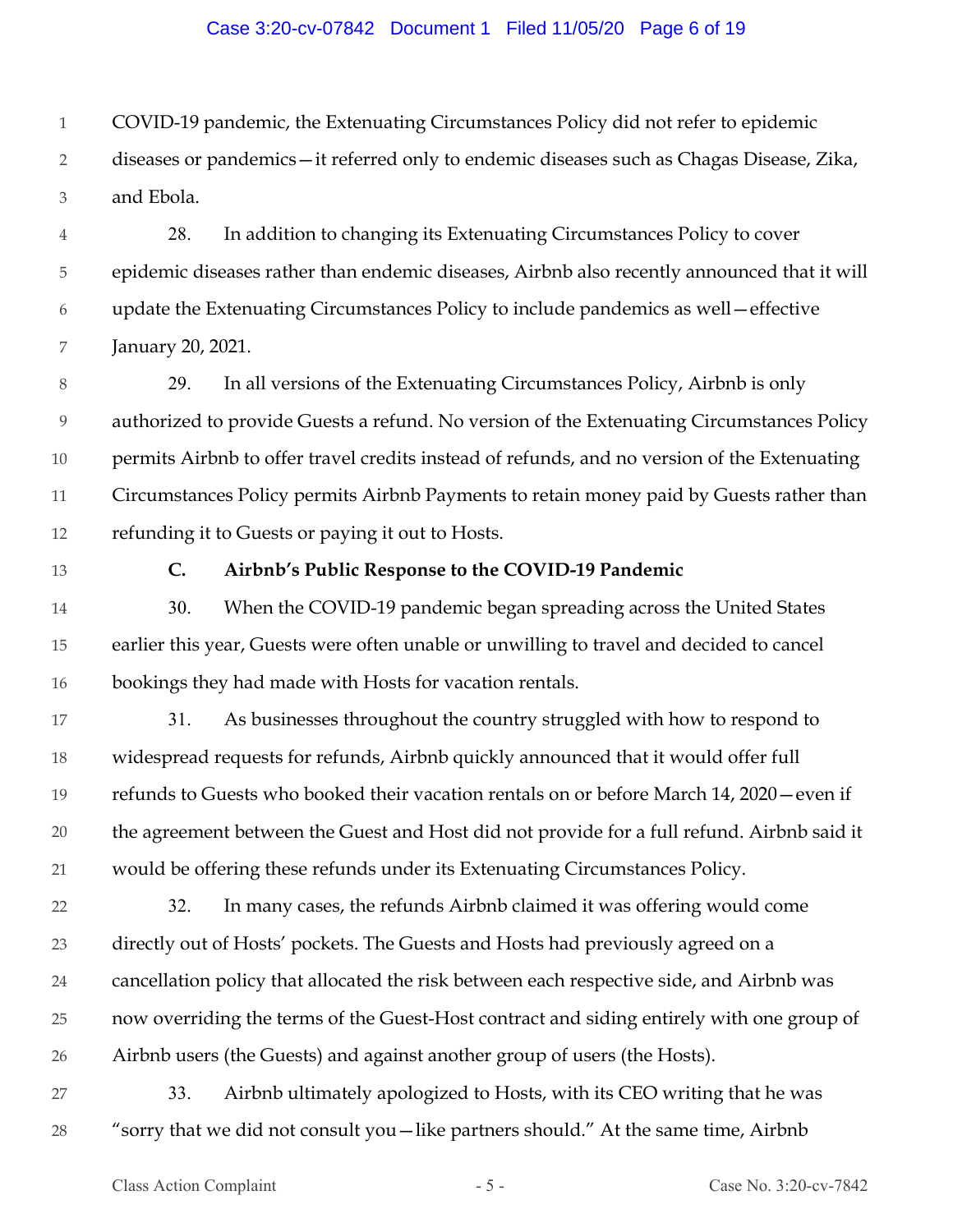COVID-19 pandemic, the Extenuating Circumstances Policy did not refer to epidemic diseases or pandemics—it referred only to endemic diseases such as Chagas Disease, Zika, and Ebola.

28. In addition to changing its Extenuating Circumstances Policy to cover epidemic diseases rather than endemic diseases, Airbnb also recently announced that it will update the Extenuating Circumstances Policy to include pandemics as well—effective January 20, 2021.

29. In all versions of the Extenuating Circumstances Policy, Airbnb is only authorized to provide Guests a refund. No version of the Extenuating Circumstances Policy permits Airbnb to offer travel credits instead of refunds, and no version of the Extenuating Circumstances Policy permits Airbnb Payments to retain money paid by Guests rather than refunding it to Guests or paying it out to Hosts.

### C. Airbnb's Public Response to the COVID-19 Pandemic

30. When the COVID-19 pandemic began spreading across the United States earlier this year, Guests were often unable or unwilling to travel and decided to cancel bookings they had made with Hosts for vacation rentals.

31. As businesses throughout the country struggled with how to respond to widespread requests for refunds, Airbnb quickly announced that it would offer full refunds to Guests who booked their vacation rentals on or before March 14, 2020—even if the agreement between the Guest and Host did not provide for a full refund. Airbnb said it would be offering these refunds under its Extenuating Circumstances Policy.

32. In many cases, the refunds Airbnb claimed it was offering would come directly out of Hosts' pockets. The Guests and Hosts had previously agreed on a cancellation policy that allocated the risk between each respective side, and Airbnb was now overriding the terms of the Guest-Host contract and siding entirely with one group of Airbnb users (the Guests) and against another group of users (the Hosts).

33. Airbnb ultimately apologized to Hosts, with its CEO writing that he was "sorry that we did not consult you—like partners should." At the same time, Airbnb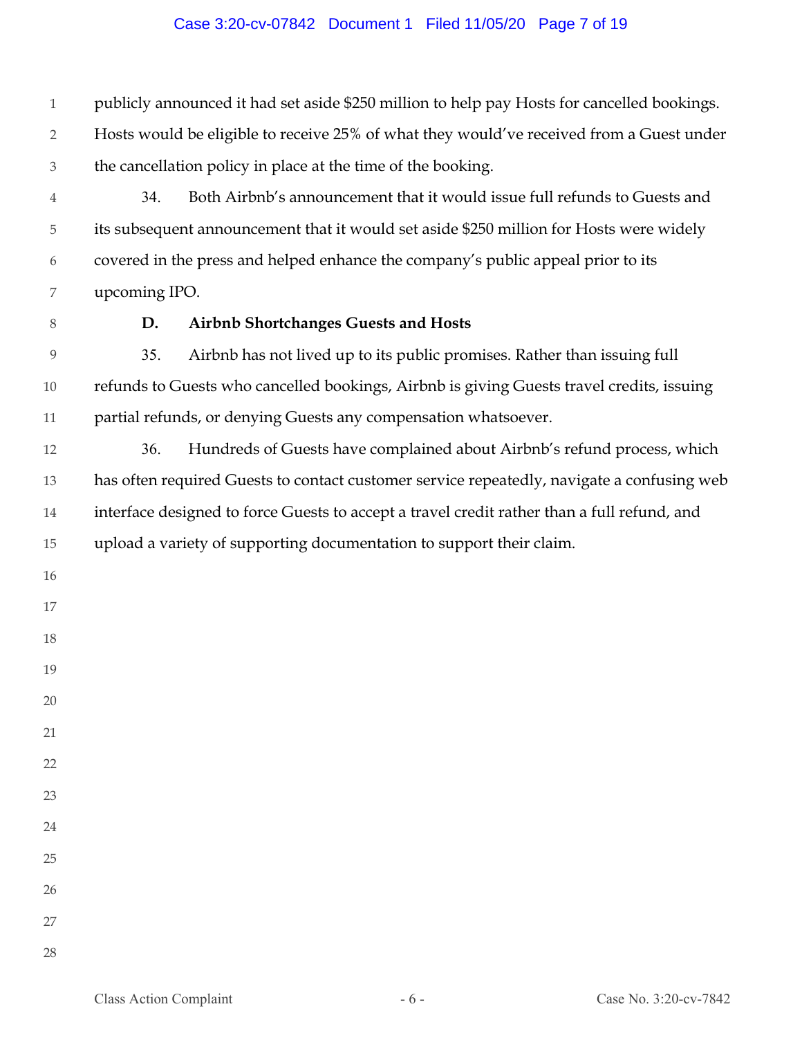publicly announced it had set aside $250 million to help pay Hosts for cancelled bookings. Hosts would be eligible to receive 25% of what they would've received from a Guest under the cancellation policy in place at the time of the booking.

34. Both Airbnb's announcement that it would issue full refunds to Guests and its subsequent announcement that it would set aside $250 million for Hosts were widely covered in the press and helped enhance the company's public appeal prior to its upcoming IPO.

**D. Airbnb Shortchanges Guests and Hosts**

35. Airbnb has not lived up to its public promises. Rather than issuing full refunds to Guests who cancelled bookings, Airbnb is giving Guests travel credits, issuing partial refunds, or denying Guests any compensation whatsoever.

36. Hundreds of Guests have complained about Airbnb's refund process, which has often required Guests to contact customer service repeatedly, navigate a confusing web interface designed to force Guests to accept a travel credit rather than a full refund, and upload a variety of supporting documentation to support their claim.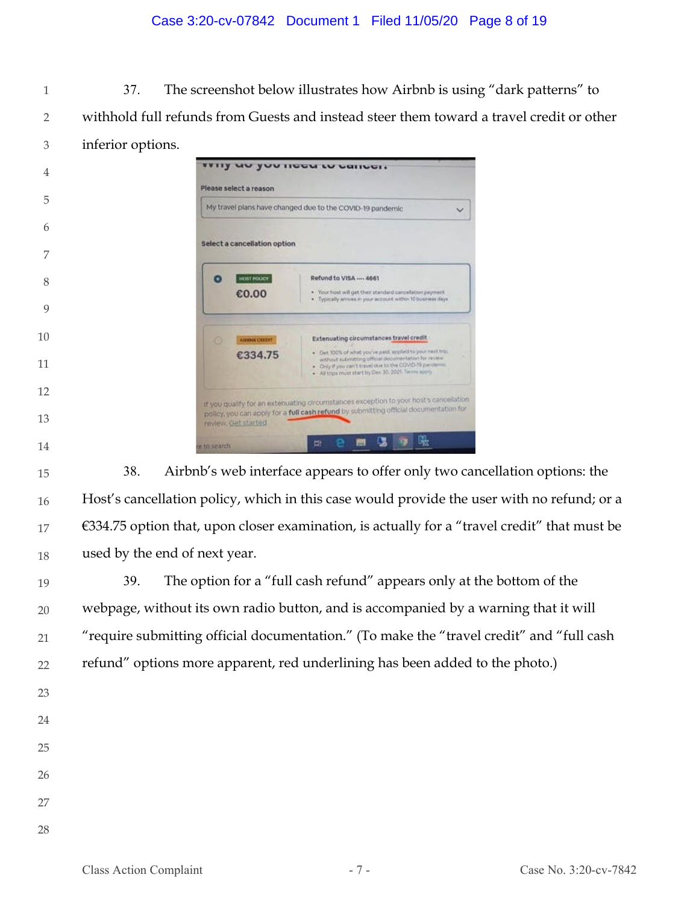37. The screenshot below illustrates how Airbnb is using "dark patterns" to withhold full refunds from Guests and instead steer them toward a travel credit or other inferior options.

38. Airbnb's web interface appears to offer only two cancellation options: the Host's cancellation policy, which in this case would provide the user with no refund; or a €334.75 option that, upon closer examination, is actually for a "travel credit" that must be used by the end of next year.

39. The option for a "full cash refund" appears only at the bottom of the webpage, without its own radio button, and is accompanied by a warning that it will "require submitting official documentation." (To make the "travel credit" and "full cash refund" options more apparent, red underlining has been added to the photo.)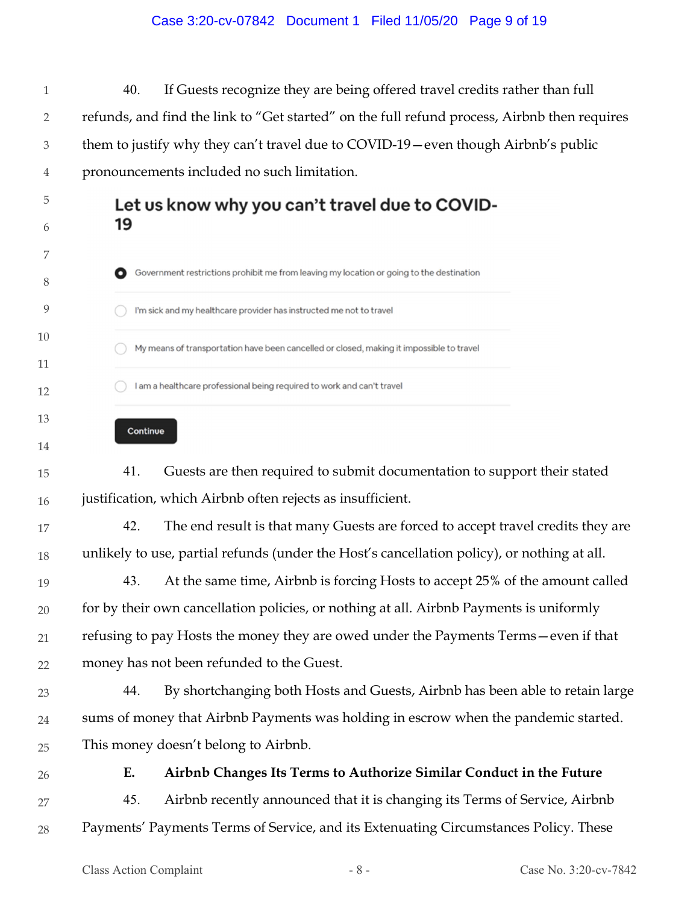40. If Guests recognize they are being offered travel credits rather than full refunds, and find the link to "Get started" on the full refund process, Airbnb then requires them to justify why they can't travel due to COVID-19—even though Airbnb's public pronouncements included no such limitation.

**Let us know why you can't travel due to COVID-19**

- (selected) Government restrictions prohibit me from leaving my location or going to the destination
- I'm sick and my healthcare provider has instructed me not to travel
- My means of transportation have been cancelled or closed, making it impossible to travel
- I am a healthcare professional being required to work and can't travel

Continue

41. Guests are then required to submit documentation to support their stated justification, which Airbnb often rejects as insufficient.

42. The end result is that many Guests are forced to accept travel credits they are unlikely to use, partial refunds (under the Host's cancellation policy), or nothing at all.

43. At the same time, Airbnb is forcing Hosts to accept 25% of the amount called for by their own cancellation policies, or nothing at all. Airbnb Payments is uniformly refusing to pay Hosts the money they are owed under the Payments Terms—even if that money has not been refunded to the Guest.

44. By shortchanging both Hosts and Guests, Airbnb has been able to retain large sums of money that Airbnb Payments was holding in escrow when the pandemic started. This money doesn't belong to Airbnb.

### E. Airbnb Changes Its Terms to Authorize Similar Conduct in the Future

45. Airbnb recently announced that it is changing its Terms of Service, Airbnb Payments' Payments Terms of Service, and its Extenuating Circumstances Policy. These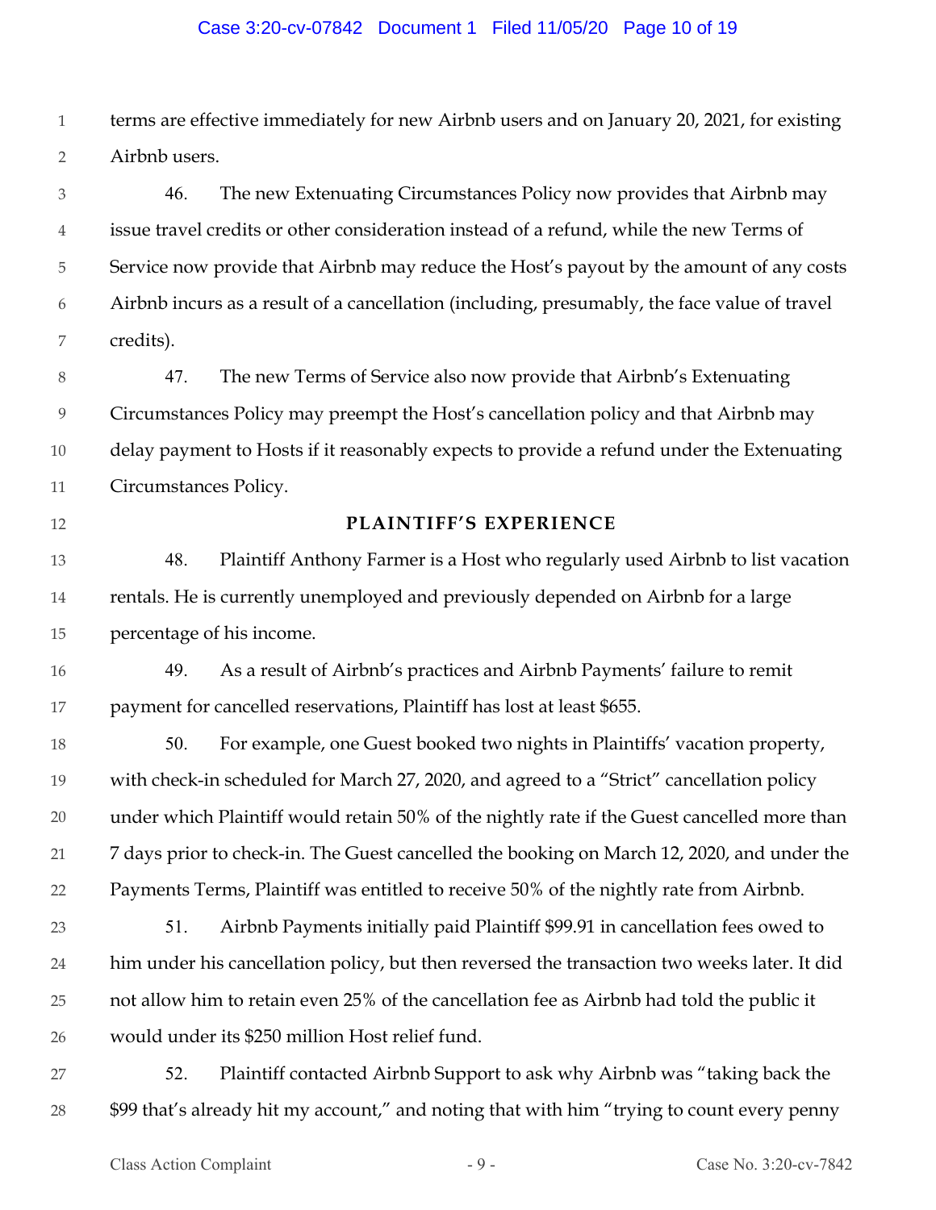terms are effective immediately for new Airbnb users and on January 20, 2021, for existing Airbnb users.

46. The new Extenuating Circumstances Policy now provides that Airbnb may issue travel credits or other consideration instead of a refund, while the new Terms of Service now provide that Airbnb may reduce the Host's payout by the amount of any costs Airbnb incurs as a result of a cancellation (including, presumably, the face value of travel credits).

47. The new Terms of Service also now provide that Airbnb's Extenuating Circumstances Policy may preempt the Host's cancellation policy and that Airbnb may delay payment to Hosts if it reasonably expects to provide a refund under the Extenuating Circumstances Policy.

## PLAINTIFF'S EXPERIENCE

48. Plaintiff Anthony Farmer is a Host who regularly used Airbnb to list vacation rentals. He is currently unemployed and previously depended on Airbnb for a large percentage of his income.

49. As a result of Airbnb's practices and Airbnb Payments' failure to remit payment for cancelled reservations, Plaintiff has lost at least $655.

50. For example, one Guest booked two nights in Plaintiffs' vacation property, with check-in scheduled for March 27, 2020, and agreed to a "Strict" cancellation policy under which Plaintiff would retain 50% of the nightly rate if the Guest cancelled more than 7 days prior to check-in. The Guest cancelled the booking on March 12, 2020, and under the Payments Terms, Plaintiff was entitled to receive 50% of the nightly rate from Airbnb.

51. Airbnb Payments initially paid Plaintiff $99.91 in cancellation fees owed to him under his cancellation policy, but then reversed the transaction two weeks later. It did not allow him to retain even 25% of the cancellation fee as Airbnb had told the public it would under its $250 million Host relief fund.

52. Plaintiff contacted Airbnb Support to ask why Airbnb was "taking back the $99 that's already hit my account," and noting that with him "trying to count every penny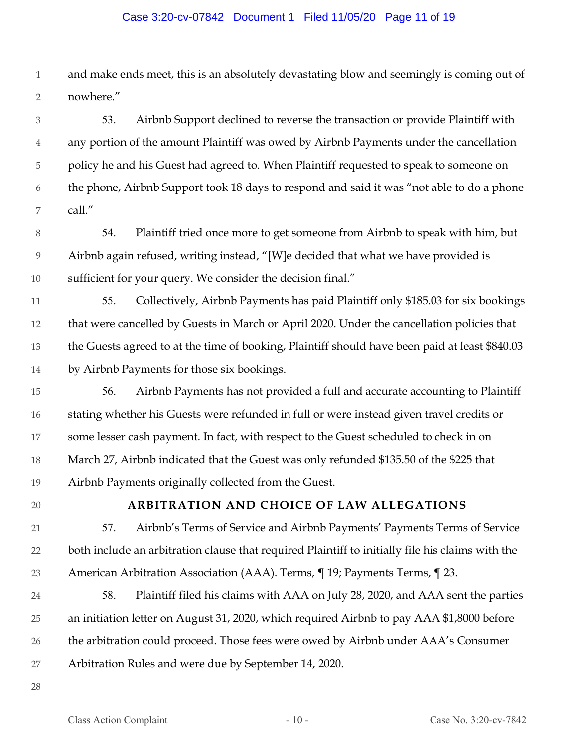and make ends meet, this is an absolutely devastating blow and seemingly is coming out of nowhere."

53. Airbnb Support declined to reverse the transaction or provide Plaintiff with any portion of the amount Plaintiff was owed by Airbnb Payments under the cancellation policy he and his Guest had agreed to. When Plaintiff requested to speak to someone on the phone, Airbnb Support took 18 days to respond and said it was "not able to do a phone call."

54. Plaintiff tried once more to get someone from Airbnb to speak with him, but Airbnb again refused, writing instead, "[W]e decided that what we have provided is sufficient for your query. We consider the decision final."

55. Collectively, Airbnb Payments has paid Plaintiff only $185.03 for six bookings that were cancelled by Guests in March or April 2020. Under the cancellation policies that the Guests agreed to at the time of booking, Plaintiff should have been paid at least $840.03 by Airbnb Payments for those six bookings.

56. Airbnb Payments has not provided a full and accurate accounting to Plaintiff stating whether his Guests were refunded in full or were instead given travel credits or some lesser cash payment. In fact, with respect to the Guest scheduled to check in on March 27, Airbnb indicated that the Guest was only refunded $135.50 of the $225 that Airbnb Payments originally collected from the Guest.

## ARBITRATION AND CHOICE OF LAW ALLEGATIONS

57. Airbnb's Terms of Service and Airbnb Payments' Payments Terms of Service both include an arbitration clause that required Plaintiff to initially file his claims with the American Arbitration Association (AAA). Terms, ¶ 19; Payments Terms, ¶ 23.

58. Plaintiff filed his claims with AAA on July 28, 2020, and AAA sent the parties an initiation letter on August 31, 2020, which required Airbnb to pay AAA $1,8000 before the arbitration could proceed. Those fees were owed by Airbnb under AAA's Consumer Arbitration Rules and were due by September 14, 2020.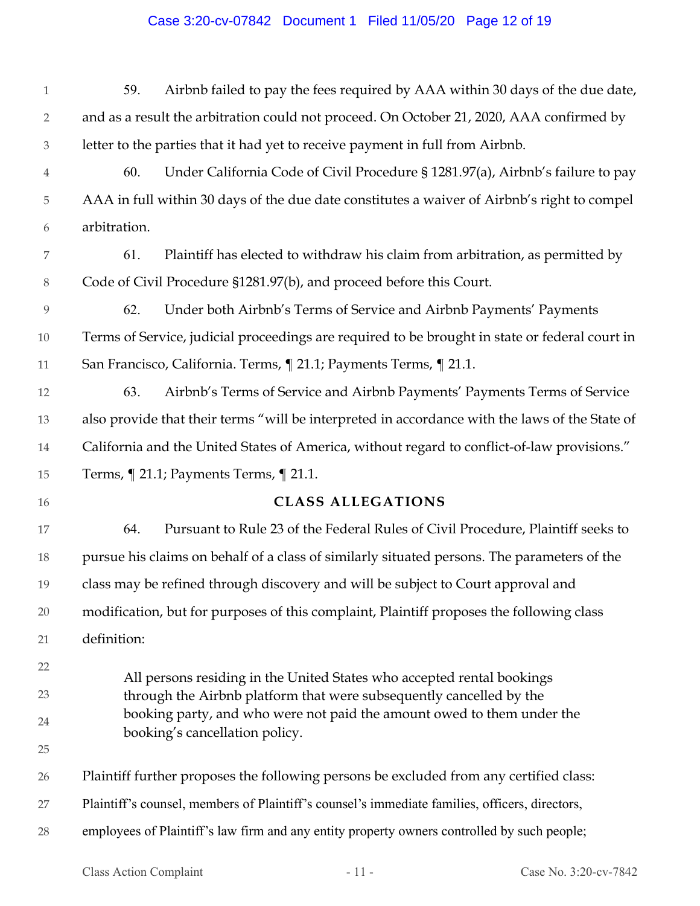59. Airbnb failed to pay the fees required by AAA within 30 days of the due date, and as a result the arbitration could not proceed. On October 21, 2020, AAA confirmed by letter to the parties that it had yet to receive payment in full from Airbnb.

60. Under California Code of Civil Procedure § 1281.97(a), Airbnb's failure to pay AAA in full within 30 days of the due date constitutes a waiver of Airbnb's right to compel arbitration.

61. Plaintiff has elected to withdraw his claim from arbitration, as permitted by Code of Civil Procedure §1281.97(b), and proceed before this Court.

62. Under both Airbnb's Terms of Service and Airbnb Payments' Payments Terms of Service, judicial proceedings are required to be brought in state or federal court in San Francisco, California. Terms, ¶ 21.1; Payments Terms, ¶ 21.1.

63. Airbnb's Terms of Service and Airbnb Payments' Payments Terms of Service also provide that their terms "will be interpreted in accordance with the laws of the State of California and the United States of America, without regard to conflict-of-law provisions." Terms, ¶ 21.1; Payments Terms, ¶ 21.1.

## CLASS ALLEGATIONS

64. Pursuant to Rule 23 of the Federal Rules of Civil Procedure, Plaintiff seeks to pursue his claims on behalf of a class of similarly situated persons. The parameters of the class may be refined through discovery and will be subject to Court approval and modification, but for purposes of this complaint, Plaintiff proposes the following class definition:

> All persons residing in the United States who accepted rental bookings through the Airbnb platform that were subsequently cancelled by the booking party, and who were not paid the amount owed to them under the booking's cancellation policy.

Plaintiff further proposes the following persons be excluded from any certified class: Plaintiff's counsel, members of Plaintiff's counsel's immediate families, officers, directors, employees of Plaintiff's law firm and any entity property owners controlled by such people;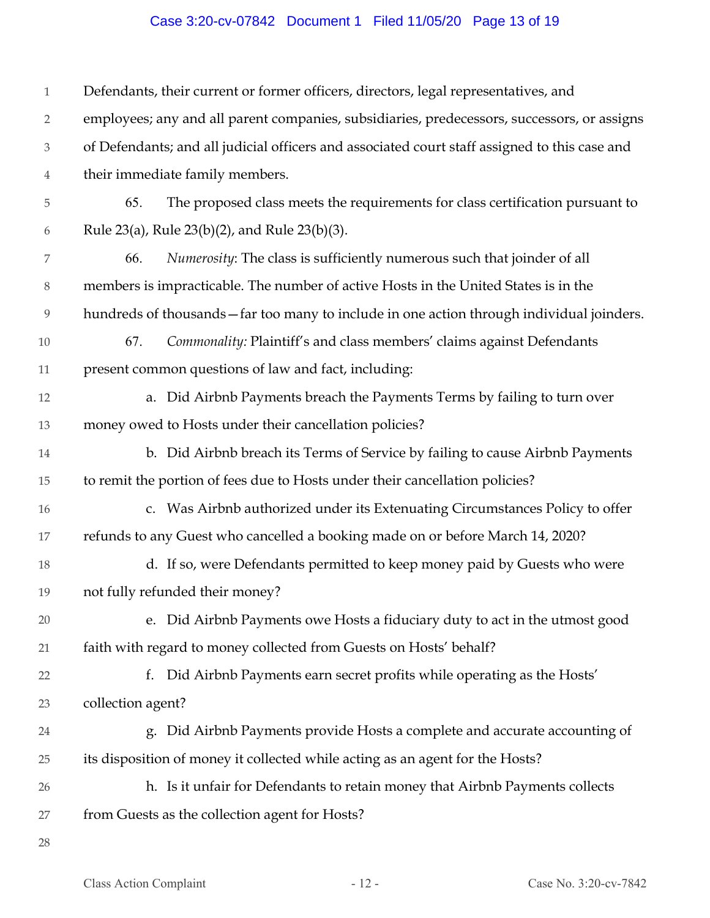Defendants, their current or former officers, directors, legal representatives, and employees; any and all parent companies, subsidiaries, predecessors, successors, or assigns of Defendants; and all judicial officers and associated court staff assigned to this case and their immediate family members.

65. The proposed class meets the requirements for class certification pursuant to Rule 23(a), Rule 23(b)(2), and Rule 23(b)(3).

66. *Numerosity*: The class is sufficiently numerous such that joinder of all members is impracticable. The number of active Hosts in the United States is in the hundreds of thousands—far too many to include in one action through individual joinders.

67. *Commonality:* Plaintiff's and class members' claims against Defendants present common questions of law and fact, including:

a. Did Airbnb Payments breach the Payments Terms by failing to turn over money owed to Hosts under their cancellation policies?

b. Did Airbnb breach its Terms of Service by failing to cause Airbnb Payments to remit the portion of fees due to Hosts under their cancellation policies?

c. Was Airbnb authorized under its Extenuating Circumstances Policy to offer refunds to any Guest who cancelled a booking made on or before March 14, 2020?

d. If so, were Defendants permitted to keep money paid by Guests who were not fully refunded their money?

e. Did Airbnb Payments owe Hosts a fiduciary duty to act in the utmost good faith with regard to money collected from Guests on Hosts' behalf?

f. Did Airbnb Payments earn secret profits while operating as the Hosts' collection agent?

g. Did Airbnb Payments provide Hosts a complete and accurate accounting of its disposition of money it collected while acting as an agent for the Hosts?

h. Is it unfair for Defendants to retain money that Airbnb Payments collects from Guests as the collection agent for Hosts?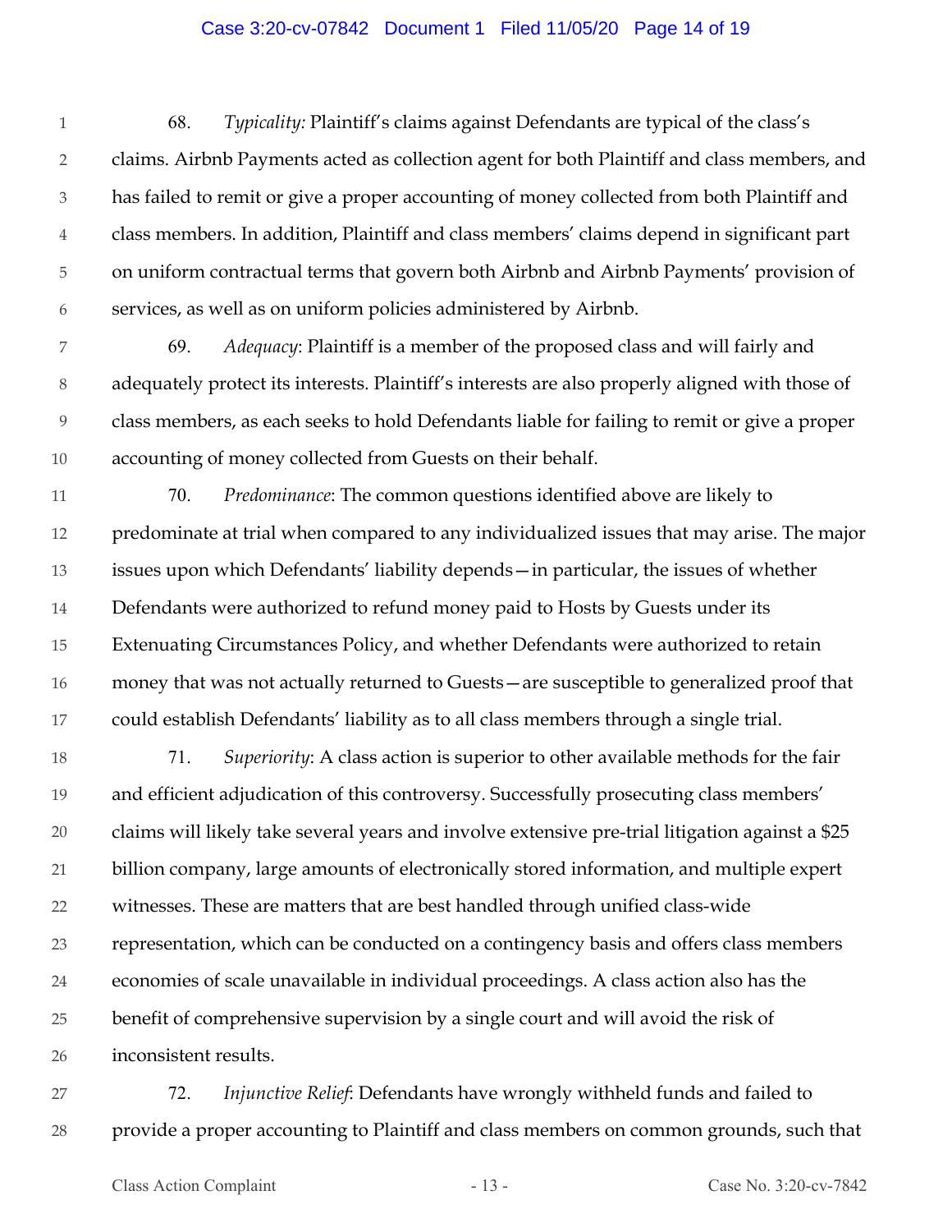68. *Typicality:* Plaintiff's claims against Defendants are typical of the class's claims. Airbnb Payments acted as collection agent for both Plaintiff and class members, and has failed to remit or give a proper accounting of money collected from both Plaintiff and class members. In addition, Plaintiff and class members' claims depend in significant part on uniform contractual terms that govern both Airbnb and Airbnb Payments' provision of services, as well as on uniform policies administered by Airbnb.

69. *Adequacy*: Plaintiff is a member of the proposed class and will fairly and adequately protect its interests. Plaintiff's interests are also properly aligned with those of class members, as each seeks to hold Defendants liable for failing to remit or give a proper accounting of money collected from Guests on their behalf.

70. *Predominance*: The common questions identified above are likely to predominate at trial when compared to any individualized issues that may arise. The major issues upon which Defendants' liability depends—in particular, the issues of whether Defendants were authorized to refund money paid to Hosts by Guests under its Extenuating Circumstances Policy, and whether Defendants were authorized to retain money that was not actually returned to Guests—are susceptible to generalized proof that could establish Defendants' liability as to all class members through a single trial.

71. *Superiority*: A class action is superior to other available methods for the fair and efficient adjudication of this controversy. Successfully prosecuting class members' claims will likely take several years and involve extensive pre-trial litigation against a $25 billion company, large amounts of electronically stored information, and multiple expert witnesses. These are matters that are best handled through unified class-wide representation, which can be conducted on a contingency basis and offers class members economies of scale unavailable in individual proceedings. A class action also has the benefit of comprehensive supervision by a single court and will avoid the risk of inconsistent results.

72. *Injunctive Relief*: Defendants have wrongly withheld funds and failed to provide a proper accounting to Plaintiff and class members on common grounds, such that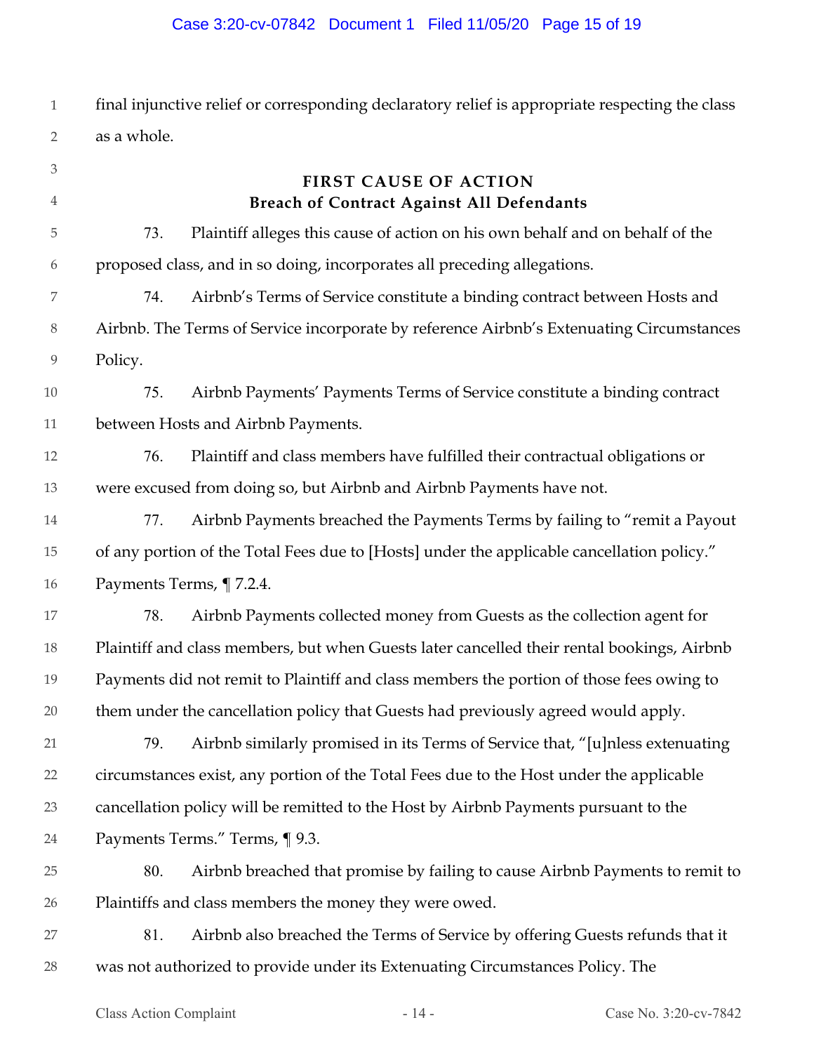final injunctive relief or corresponding declaratory relief is appropriate respecting the class as a whole.

## FIRST CAUSE OF ACTION
## Breach of Contract Against All Defendants

73. Plaintiff alleges this cause of action on his own behalf and on behalf of the proposed class, and in so doing, incorporates all preceding allegations.

74. Airbnb's Terms of Service constitute a binding contract between Hosts and Airbnb. The Terms of Service incorporate by reference Airbnb's Extenuating Circumstances Policy.

75. Airbnb Payments' Payments Terms of Service constitute a binding contract between Hosts and Airbnb Payments.

76. Plaintiff and class members have fulfilled their contractual obligations or were excused from doing so, but Airbnb and Airbnb Payments have not.

77. Airbnb Payments breached the Payments Terms by failing to "remit a Payout of any portion of the Total Fees due to [Hosts] under the applicable cancellation policy." Payments Terms, ¶ 7.2.4.

78. Airbnb Payments collected money from Guests as the collection agent for Plaintiff and class members, but when Guests later cancelled their rental bookings, Airbnb Payments did not remit to Plaintiff and class members the portion of those fees owing to them under the cancellation policy that Guests had previously agreed would apply.

79. Airbnb similarly promised in its Terms of Service that, "[u]nless extenuating circumstances exist, any portion of the Total Fees due to the Host under the applicable cancellation policy will be remitted to the Host by Airbnb Payments pursuant to the Payments Terms." Terms, ¶ 9.3.

80. Airbnb breached that promise by failing to cause Airbnb Payments to remit to Plaintiffs and class members the money they were owed.

81. Airbnb also breached the Terms of Service by offering Guests refunds that it was not authorized to provide under its Extenuating Circumstances Policy. The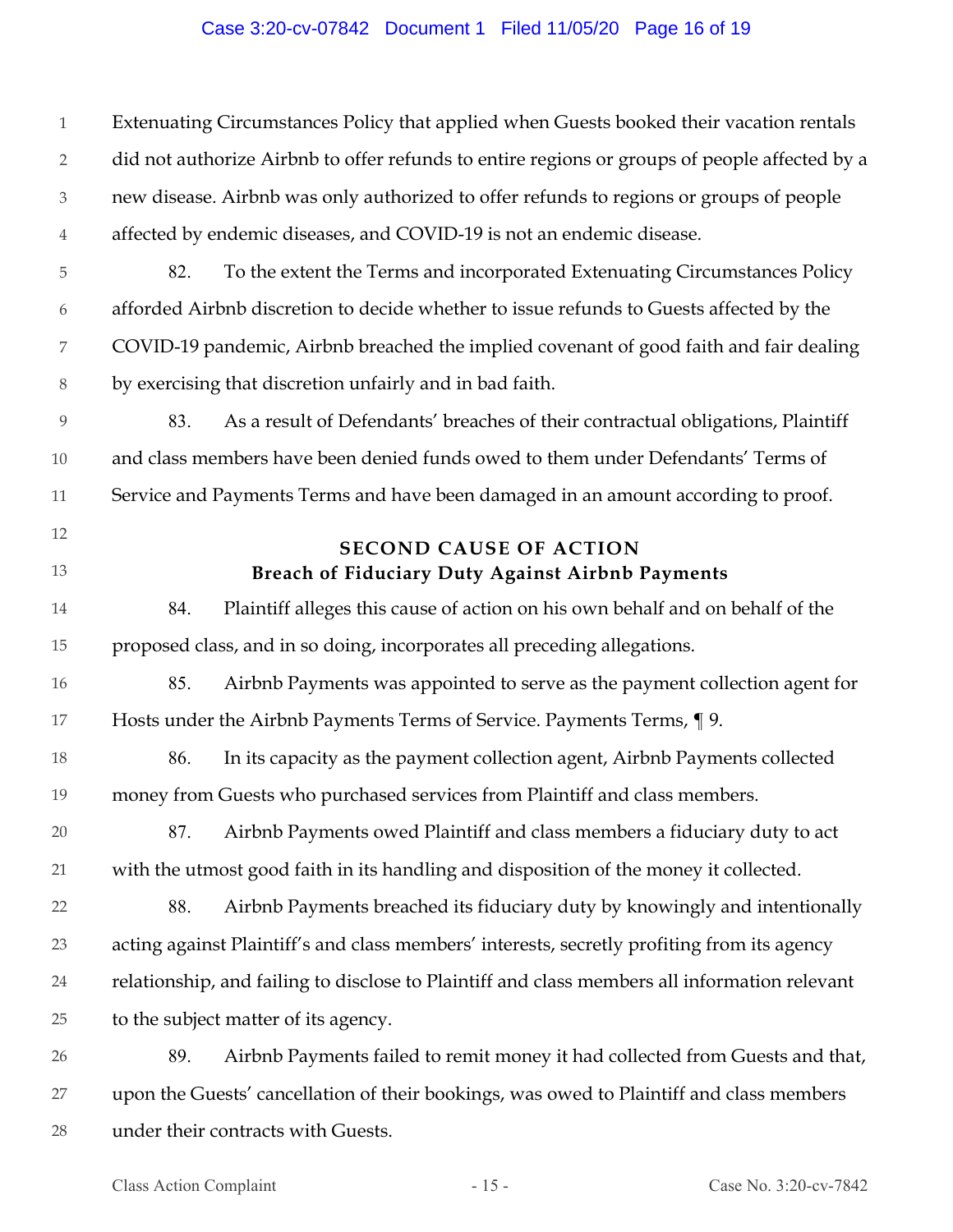Extenuating Circumstances Policy that applied when Guests booked their vacation rentals did not authorize Airbnb to offer refunds to entire regions or groups of people affected by a new disease. Airbnb was only authorized to offer refunds to regions or groups of people affected by endemic diseases, and COVID-19 is not an endemic disease.

82. To the extent the Terms and incorporated Extenuating Circumstances Policy afforded Airbnb discretion to decide whether to issue refunds to Guests affected by the COVID-19 pandemic, Airbnb breached the implied covenant of good faith and fair dealing by exercising that discretion unfairly and in bad faith.

83. As a result of Defendants' breaches of their contractual obligations, Plaintiff and class members have been denied funds owed to them under Defendants' Terms of Service and Payments Terms and have been damaged in an amount according to proof.

## SECOND CAUSE OF ACTION
### Breach of Fiduciary Duty Against Airbnb Payments

84. Plaintiff alleges this cause of action on his own behalf and on behalf of the proposed class, and in so doing, incorporates all preceding allegations.

85. Airbnb Payments was appointed to serve as the payment collection agent for Hosts under the Airbnb Payments Terms of Service. Payments Terms, ¶ 9.

86. In its capacity as the payment collection agent, Airbnb Payments collected money from Guests who purchased services from Plaintiff and class members.

87. Airbnb Payments owed Plaintiff and class members a fiduciary duty to act with the utmost good faith in its handling and disposition of the money it collected.

88. Airbnb Payments breached its fiduciary duty by knowingly and intentionally acting against Plaintiff's and class members' interests, secretly profiting from its agency relationship, and failing to disclose to Plaintiff and class members all information relevant to the subject matter of its agency.

89. Airbnb Payments failed to remit money it had collected from Guests and that, upon the Guests' cancellation of their bookings, was owed to Plaintiff and class members under their contracts with Guests.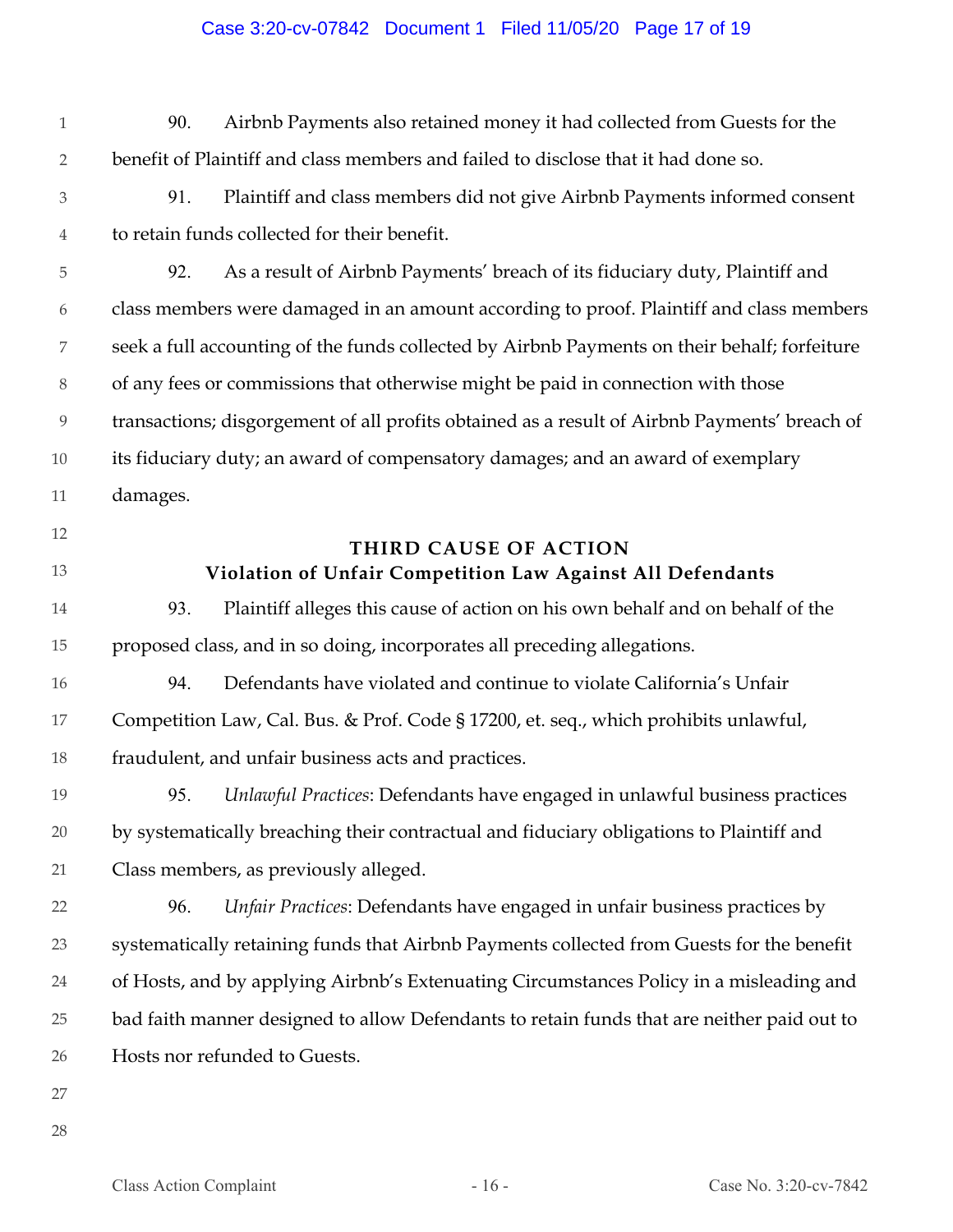90. Airbnb Payments also retained money it had collected from Guests for the benefit of Plaintiff and class members and failed to disclose that it had done so.

91. Plaintiff and class members did not give Airbnb Payments informed consent to retain funds collected for their benefit.

92. As a result of Airbnb Payments' breach of its fiduciary duty, Plaintiff and class members were damaged in an amount according to proof. Plaintiff and class members seek a full accounting of the funds collected by Airbnb Payments on their behalf; forfeiture of any fees or commissions that otherwise might be paid in connection with those transactions; disgorgement of all profits obtained as a result of Airbnb Payments' breach of its fiduciary duty; an award of compensatory damages; and an award of exemplary damages.

## THIRD CAUSE OF ACTION
## Violation of Unfair Competition Law Against All Defendants

93. Plaintiff alleges this cause of action on his own behalf and on behalf of the proposed class, and in so doing, incorporates all preceding allegations.

94. Defendants have violated and continue to violate California's Unfair Competition Law, Cal. Bus. & Prof. Code § 17200, et. seq., which prohibits unlawful, fraudulent, and unfair business acts and practices.

95. *Unlawful Practices*: Defendants have engaged in unlawful business practices by systematically breaching their contractual and fiduciary obligations to Plaintiff and Class members, as previously alleged.

96. *Unfair Practices*: Defendants have engaged in unfair business practices by systematically retaining funds that Airbnb Payments collected from Guests for the benefit of Hosts, and by applying Airbnb's Extenuating Circumstances Policy in a misleading and bad faith manner designed to allow Defendants to retain funds that are neither paid out to Hosts nor refunded to Guests.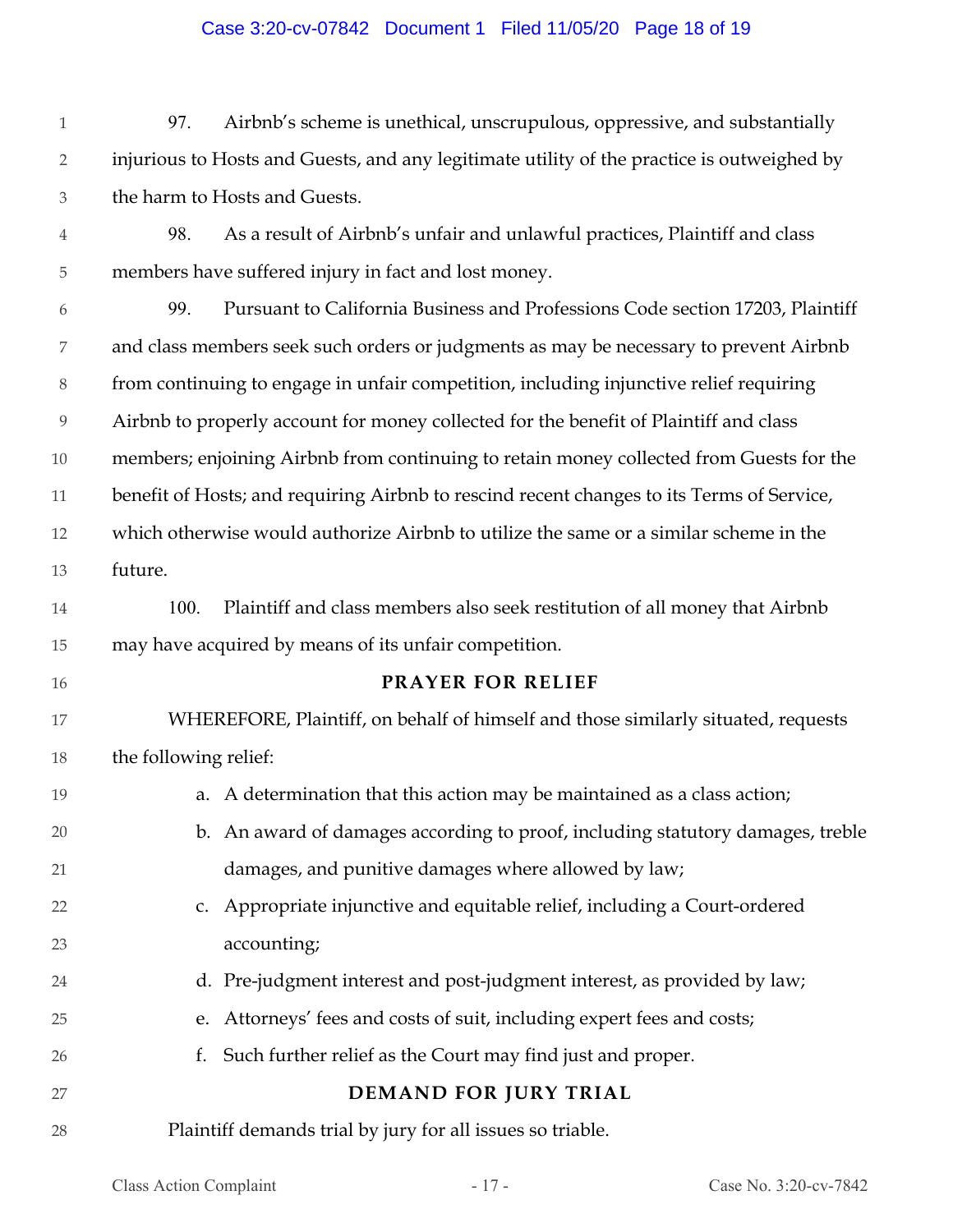97. Airbnb's scheme is unethical, unscrupulous, oppressive, and substantially injurious to Hosts and Guests, and any legitimate utility of the practice is outweighed by the harm to Hosts and Guests.

98. As a result of Airbnb's unfair and unlawful practices, Plaintiff and class members have suffered injury in fact and lost money.

99. Pursuant to California Business and Professions Code section 17203, Plaintiff and class members seek such orders or judgments as may be necessary to prevent Airbnb from continuing to engage in unfair competition, including injunctive relief requiring Airbnb to properly account for money collected for the benefit of Plaintiff and class members; enjoining Airbnb from continuing to retain money collected from Guests for the benefit of Hosts; and requiring Airbnb to rescind recent changes to its Terms of Service, which otherwise would authorize Airbnb to utilize the same or a similar scheme in the future.

100. Plaintiff and class members also seek restitution of all money that Airbnb may have acquired by means of its unfair competition.

## PRAYER FOR RELIEF

WHEREFORE, Plaintiff, on behalf of himself and those similarly situated, requests the following relief:

a. A determination that this action may be maintained as a class action;

b. An award of damages according to proof, including statutory damages, treble damages, and punitive damages where allowed by law;

c. Appropriate injunctive and equitable relief, including a Court-ordered accounting;

d. Pre-judgment interest and post-judgment interest, as provided by law;

e. Attorneys' fees and costs of suit, including expert fees and costs;

f. Such further relief as the Court may find just and proper.

## DEMAND FOR JURY TRIAL

Plaintiff demands trial by jury for all issues so triable.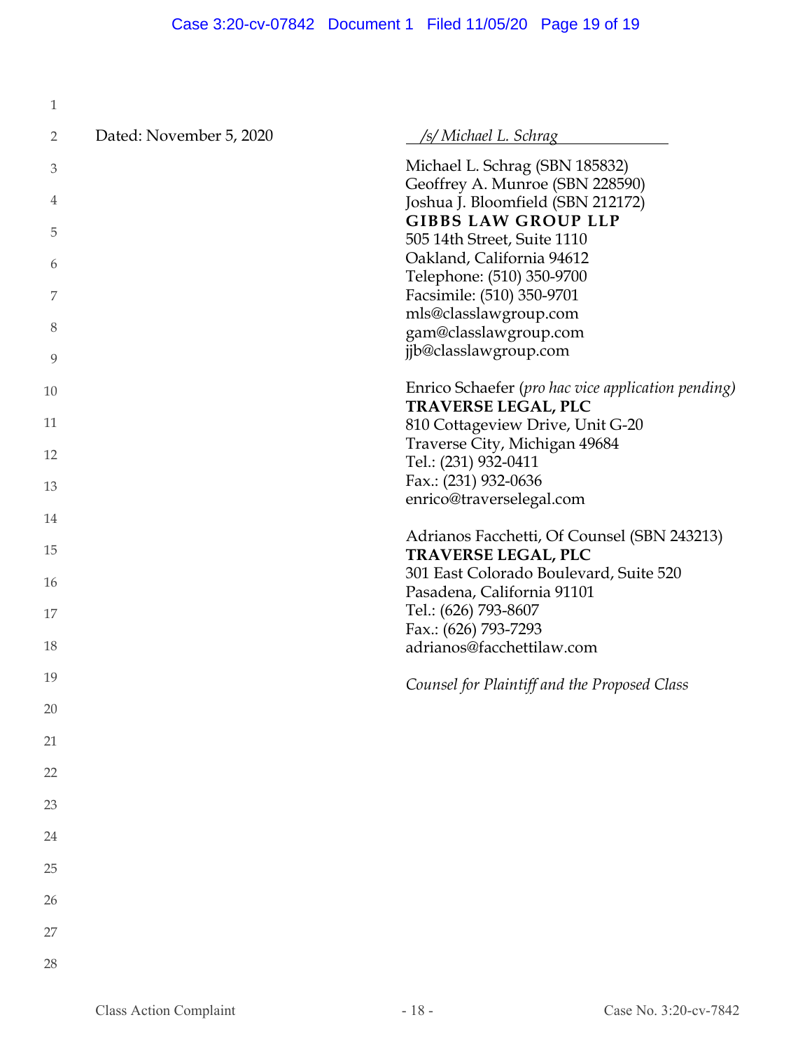Dated: November 5, 2020

*/s/ Michael L. Schrag*

Michael L. Schrag (SBN 185832)
Geoffrey A. Munroe (SBN 228590)
Joshua J. Bloomfield (SBN 212172)
**GIBBS LAW GROUP LLP**
505 14th Street, Suite 1110
Oakland, California 94612
Telephone: (510) 350-9700
Facsimile: (510) 350-9701
mls@classlawgroup.com
gam@classlawgroup.com
jjb@classlawgroup.com

Enrico Schaefer (*pro hac vice application pending)*
**TRAVERSE LEGAL, PLC**
810 Cottageview Drive, Unit G-20
Traverse City, Michigan 49684
Tel.: (231) 932-0411
Fax.: (231) 932-0636
enrico@traverselegal.com

Adrianos Facchetti, Of Counsel (SBN 243213)
**TRAVERSE LEGAL, PLC**
301 East Colorado Boulevard, Suite 520
Pasadena, California 91101
Tel.: (626) 793-8607
Fax.: (626) 793-7293
adrianos@facchettilaw.com

*Counsel for Plaintiff and the Proposed Class*